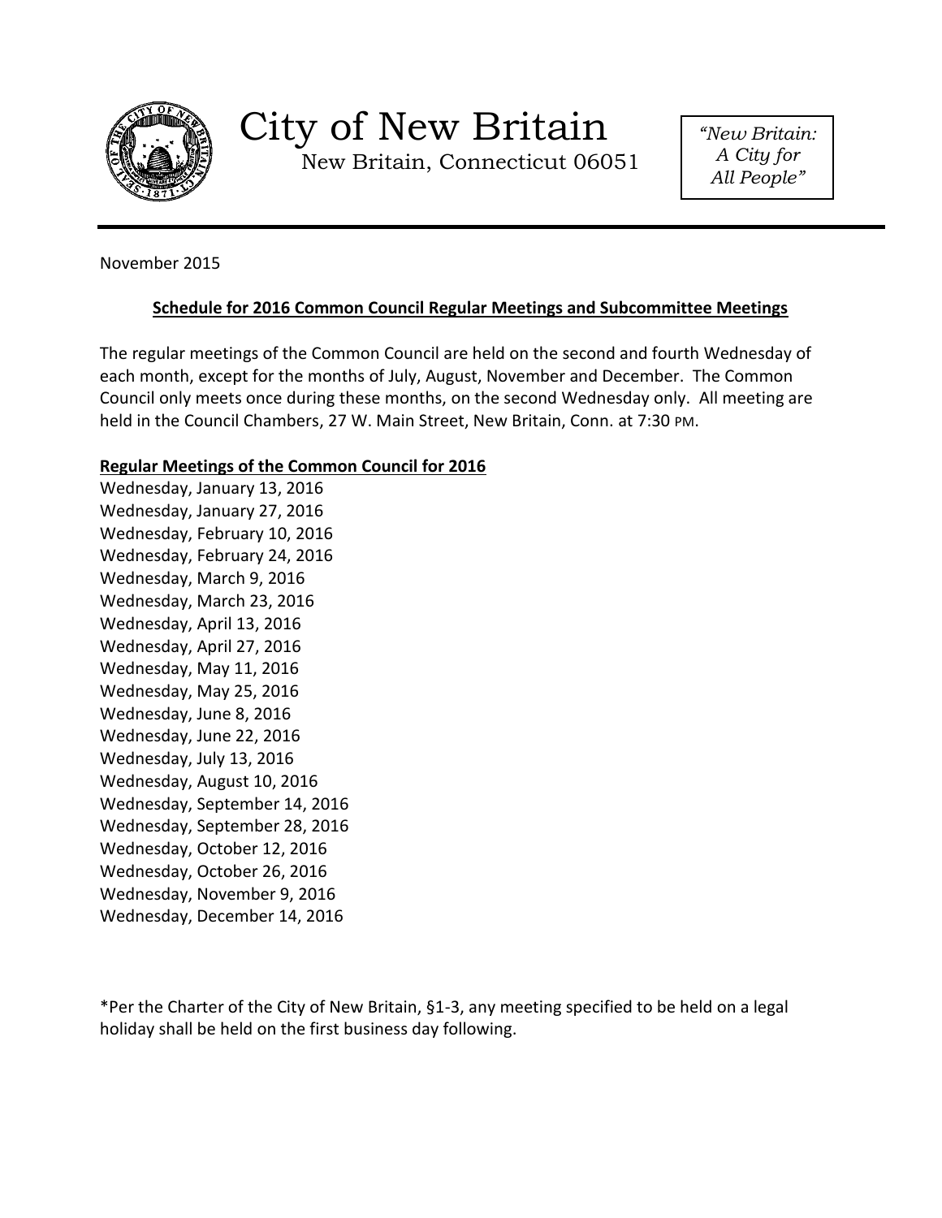# City of New Britain

New Britain, Connecticut 06051

*"New Britain: A City for All People"*

November 2015

**Schedule for 2016 Common Council Regular Meetings and Subcommittee Meetings**

The regular meetings of the Common Council are held on the second and fourth Wednesday of each month, except for the months of July, August, November and December. The Common Council only meets once during these months, on the second Wednesday only. All meeting are held in the Council Chambers, 27 W. Main Street, New Britain, Conn. at 7:30 PM.

**Regular Meetings of the Common Council for 2016**

Wednesday, January 13, 2016
Wednesday, January 27, 2016
Wednesday, February 10, 2016
Wednesday, February 24, 2016
Wednesday, March 9, 2016
Wednesday, March 23, 2016
Wednesday, April 13, 2016
Wednesday, April 27, 2016
Wednesday, May 11, 2016
Wednesday, May 25, 2016
Wednesday, June 8, 2016
Wednesday, June 22, 2016
Wednesday, July 13, 2016
Wednesday, August 10, 2016
Wednesday, September 14, 2016
Wednesday, September 28, 2016
Wednesday, October 12, 2016
Wednesday, October 26, 2016
Wednesday, November 9, 2016
Wednesday, December 14, 2016

*Per the Charter of the City of New Britain, §1-3, any meeting specified to be held on a legal holiday shall be held on the first business day following.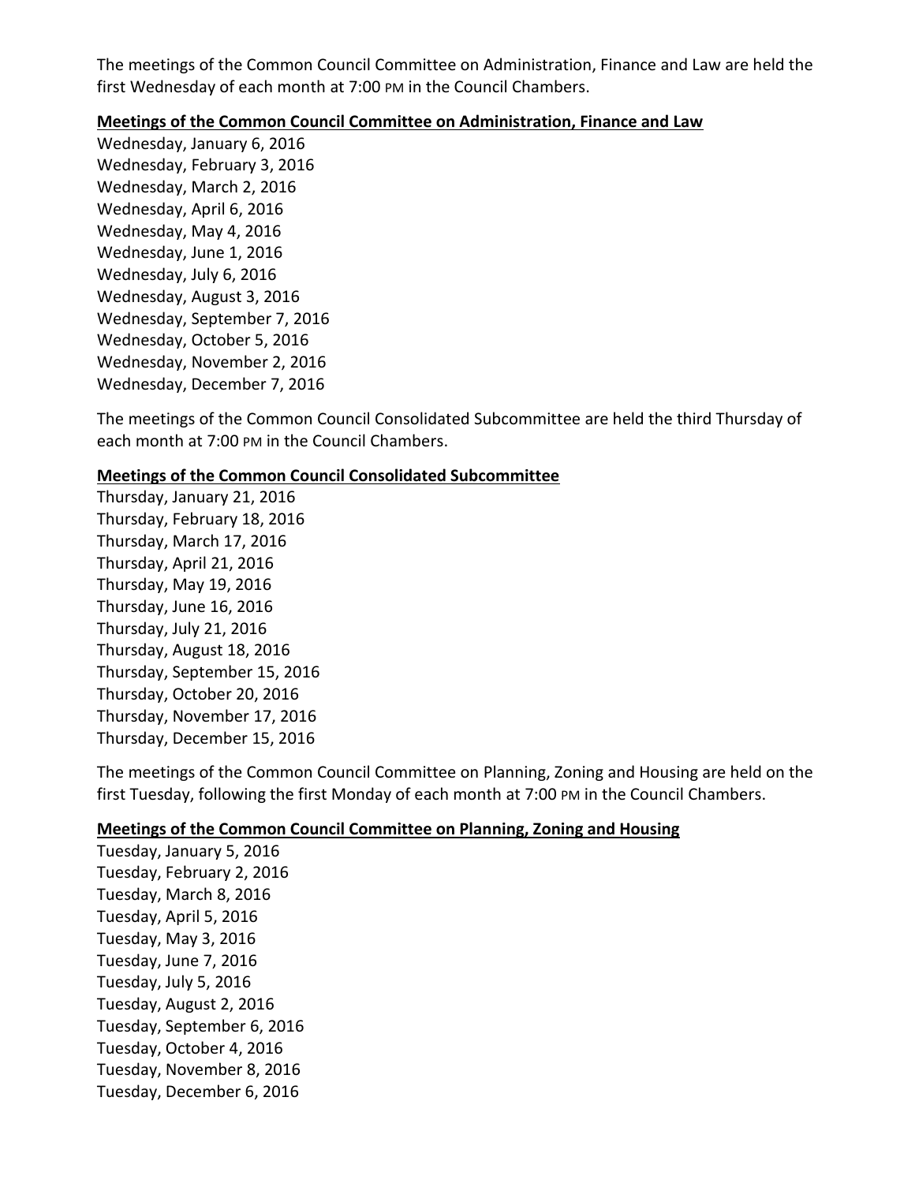The meetings of the Common Council Committee on Administration, Finance and Law are held the first Wednesday of each month at 7:00 PM in the Council Chambers.

**Meetings of the Common Council Committee on Administration, Finance and Law**

Wednesday, January 6, 2016
Wednesday, February 3, 2016
Wednesday, March 2, 2016
Wednesday, April 6, 2016
Wednesday, May 4, 2016
Wednesday, June 1, 2016
Wednesday, July 6, 2016
Wednesday, August 3, 2016
Wednesday, September 7, 2016
Wednesday, October 5, 2016
Wednesday, November 2, 2016
Wednesday, December 7, 2016

The meetings of the Common Council Consolidated Subcommittee are held the third Thursday of each month at 7:00 PM in the Council Chambers.

**Meetings of the Common Council Consolidated Subcommittee**

Thursday, January 21, 2016
Thursday, February 18, 2016
Thursday, March 17, 2016
Thursday, April 21, 2016
Thursday, May 19, 2016
Thursday, June 16, 2016
Thursday, July 21, 2016
Thursday, August 18, 2016
Thursday, September 15, 2016
Thursday, October 20, 2016
Thursday, November 17, 2016
Thursday, December 15, 2016

The meetings of the Common Council Committee on Planning, Zoning and Housing are held on the first Tuesday, following the first Monday of each month at 7:00 PM in the Council Chambers.

**Meetings of the Common Council Committee on Planning, Zoning and Housing**

Tuesday, January 5, 2016
Tuesday, February 2, 2016
Tuesday, March 8, 2016
Tuesday, April 5, 2016
Tuesday, May 3, 2016
Tuesday, June 7, 2016
Tuesday, July 5, 2016
Tuesday, August 2, 2016
Tuesday, September 6, 2016
Tuesday, October 4, 2016
Tuesday, November 8, 2016
Tuesday, December 6, 2016